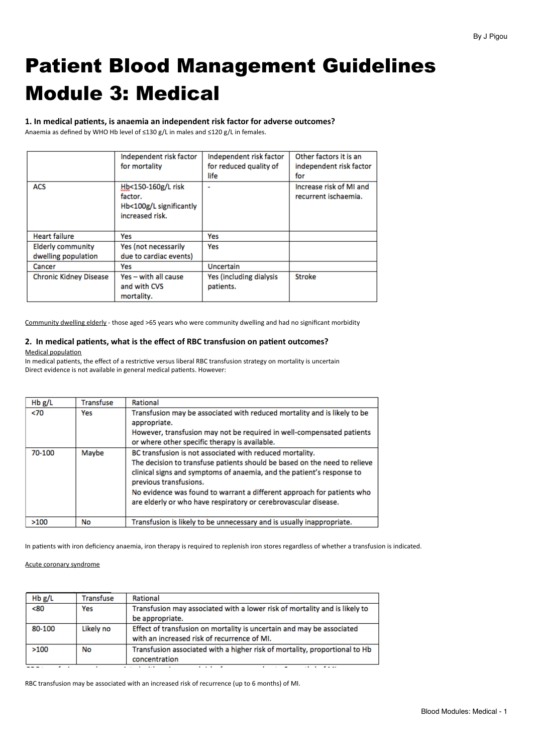# Patient Blood Management Guidelines Module 3: Medical

### 1. In medical patients, is anaemia an independent risk factor for adverse outcomes?

Anaemia as defined by WHO Hb level of ≤130 g/L in males and ≤120 g/L in females.

| | Independent risk factor for mortality | Independent risk factor for reduced quality of life | Other factors it is an independent risk factor for |
|---|---|---|---|
| ACS | Hb<150-160g/L risk factor. Hb<100g/L significantly increased risk. | - | Increase risk of MI and recurrent ischaemia. |
| Heart failure | Yes | Yes | |
| Elderly community dwelling population | Yes (not necessarily due to cardiac events) | Yes | |
| Cancer | Yes | Uncertain | |
| Chronic Kidney Disease | Yes – with all cause and with CVS mortality. | Yes (including dialysis patients. | Stroke |

<u>Community dwelling elderly</u> - those aged >65 years who were community dwelling and had no significant morbidity

### 2. In medical patients, what is the effect of RBC transfusion on patient outcomes?

<u>Medical population</u>

In medical patients, the effect of a restrictive versus liberal RBC transfusion strategy on mortality is uncertain
Direct evidence is not available in general medical patients. However:

| Hb g/L | Transfuse | Rational |
|---|---|---|
| <70 | Yes | Transfusion may be associated with reduced mortality and is likely to be appropriate. However, transfusion may not be required in well-compensated patients or where other specific therapy is available. |
| 70-100 | Maybe | BC transfusion is not associated with reduced mortality. The decision to transfuse patients should be based on the need to relieve clinical signs and symptoms of anaemia, and the patient's response to previous transfusions. No evidence was found to warrant a different approach for patients who are elderly or who have respiratory or cerebrovascular disease. |
| >100 | No | Transfusion is likely to be unnecessary and is usually inappropriate. |

In patients with iron deficiency anaemia, iron therapy is required to replenish iron stores regardless of whether a transfusion is indicated.

<u>Acute coronary syndrome</u>

| Hb g/L | Transfuse | Rational |
|---|---|---|
| <80 | Yes | Transfusion may associated with a lower risk of mortality and is likely to be appropriate. |
| 80-100 | Likely no | Effect of transfusion on mortality is uncertain and may be associated with an increased risk of recurrence of MI. |
| >100 | No | Transfusion associated with a higher risk of mortality, proportional to Hb concentration |

RBC transfusion may be associated with an increased risk of recurrence (up to 6 months) of MI.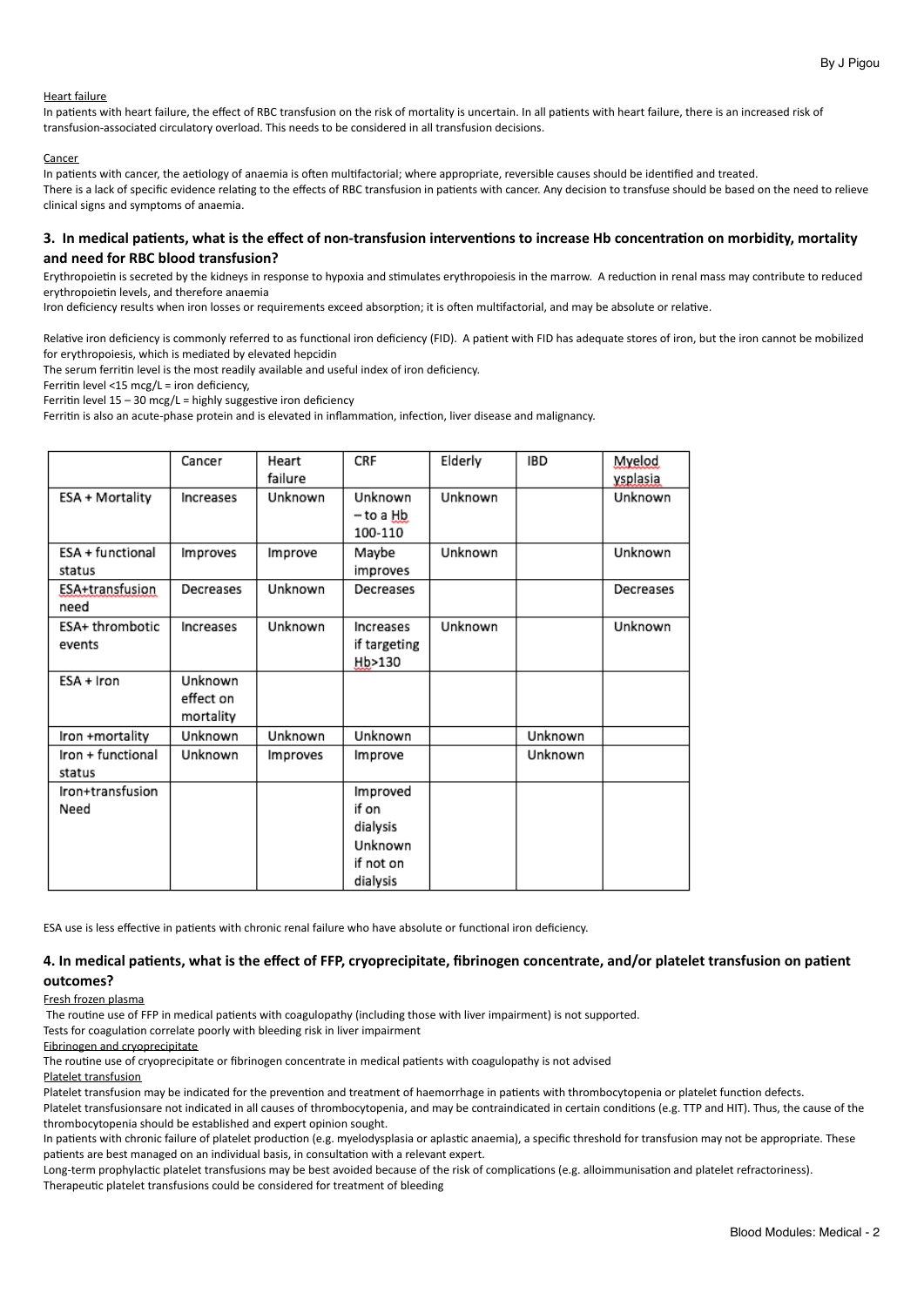<u>Heart failure</u>

In patients with heart failure, the effect of RBC transfusion on the risk of mortality is uncertain. In all patients with heart failure, there is an increased risk of transfusion-associated circulatory overload. This needs to be considered in all transfusion decisions.

<u>Cancer</u>

In patients with cancer, the aetiology of anaemia is often multifactorial; where appropriate, reversible causes should be identified and treated.
There is a lack of specific evidence relating to the effects of RBC transfusion in patients with cancer. Any decision to transfuse should be based on the need to relieve clinical signs and symptoms of anaemia.

### 3. In medical patients, what is the effect of non-transfusion interventions to increase Hb concentration on morbidity, mortality and need for RBC blood transfusion?

Erythropoietin is secreted by the kidneys in response to hypoxia and stimulates erythropoiesis in the marrow. A reduction in renal mass may contribute to reduced erythropoietin levels, and therefore anaemia
Iron deficiency results when iron losses or requirements exceed absorption; it is often multifactorial, and may be absolute or relative.

Relative iron deficiency is commonly referred to as functional iron deficiency (FID). A patient with FID has adequate stores of iron, but the iron cannot be mobilized for erythropoiesis, which is mediated by elevated hepcidin
The serum ferritin level is the most readily available and useful index of iron deficiency.
Ferritin level <15 mcg/L = iron deficiency,
Ferritin level 15 – 30 mcg/L = highly suggestive iron deficiency
Ferritin is also an acute-phase protein and is elevated in inflammation, infection, liver disease and malignancy.

| | Cancer | Heart failure | CRF | Elderly | IBD | Myelodysplasia |
|---|---|---|---|---|---|---|
| ESA + Mortality | Increases | Unknown | Unknown – to a Hb 100-110 | Unknown | | Unknown |
| ESA + functional status | Improves | Improve | Maybe improves | Unknown | | Unknown |
| ESA+transfusion need | Decreases | Unknown | Decreases | | | Decreases |
| ESA+ thrombotic events | Increases | Unknown | Increases if targeting Hb>130 | Unknown | | Unknown |
| ESA + Iron | Unknown effect on mortality | | | | | |
| Iron +mortality | Unknown | Unknown | Unknown | | Unknown | |
| Iron + functional status | Unknown | Improves | Improve | | Unknown | |
| Iron+transfusion Need | | | Improved if on dialysis Unknown if not on dialysis | | | |

ESA use is less effective in patients with chronic renal failure who have absolute or functional iron deficiency.

### 4. In medical patients, what is the effect of FFP, cryoprecipitate, fibrinogen concentrate, and/or platelet transfusion on patient outcomes?

<u>Fresh frozen plasma</u>

The routine use of FFP in medical patients with coagulopathy (including those with liver impairment) is not supported.
Tests for coagulation correlate poorly with bleeding risk in liver impairment

<u>Fibrinogen and cryoprecipitate</u>

The routine use of cryoprecipitate or fibrinogen concentrate in medical patients with coagulopathy is not advised

<u>Platelet transfusion</u>

Platelet transfusion may be indicated for the prevention and treatment of haemorrhage in patients with thrombocytopenia or platelet function defects.
Platelet transfusionsare not indicated in all causes of thrombocytopenia, and may be contraindicated in certain conditions (e.g. TTP and HIT). Thus, the cause of the thrombocytopenia should be established and expert opinion sought.
In patients with chronic failure of platelet production (e.g. myelodysplasia or aplastic anaemia), a specific threshold for transfusion may not be appropriate. These patients are best managed on an individual basis, in consultation with a relevant expert.
Long-term prophylactic platelet transfusions may be best avoided because of the risk of complications (e.g. alloimmunisation and platelet refractoriness).
Therapeutic platelet transfusions could be considered for treatment of bleeding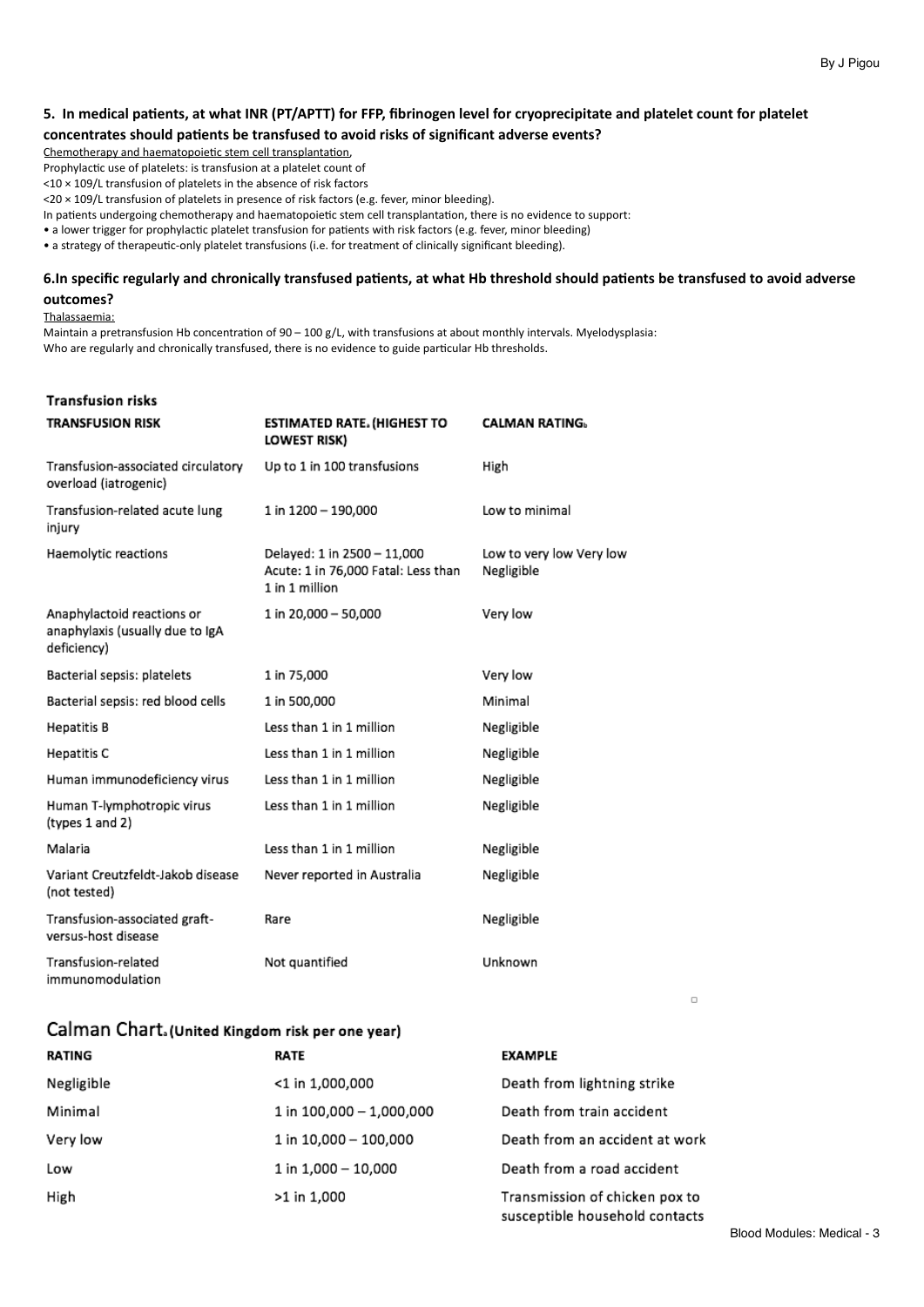### 5. In medical patients, at what INR (PT/APTT) for FFP, fibrinogen level for cryoprecipitate and platelet count for platelet concentrates should patients be transfused to avoid risks of significant adverse events?

Chemotherapy and haematopoietic stem cell transplantation,

Prophylactic use of platelets: is transfusion at a platelet count of

<10 × 109/L transfusion of platelets in the absence of risk factors

<20 × 109/L transfusion of platelets in presence of risk factors (e.g. fever, minor bleeding).

In patients undergoing chemotherapy and haematopoietic stem cell transplantation, there is no evidence to support:

- a lower trigger for prophylactic platelet transfusion for patients with risk factors (e.g. fever, minor bleeding)
- a strategy of therapeutic-only platelet transfusions (i.e. for treatment of clinically significant bleeding).

### 6.In specific regularly and chronically transfused patients, at what Hb threshold should patients be transfused to avoid adverse outcomes?

Thalassaemia:

Maintain a pretransfusion Hb concentration of 90 – 100 g/L, with transfusions at about monthly intervals. Myelodysplasia:

Who are regularly and chronically transfused, there is no evidence to guide particular Hb thresholds.

**Transfusion risks**

| TRANSFUSION RISK | ESTIMATED RATE[a] (HIGHEST TO LOWEST RISK) | CALMAN RATING[b] |
|---|---|---|
| Transfusion-associated circulatory overload (iatrogenic) | Up to 1 in 100 transfusions | High |
| Transfusion-related acute lung injury | 1 in 1200 – 190,000 | Low to minimal |
| Haemolytic reactions | Delayed: 1 in 2500 – 11,000 Acute: 1 in 76,000 Fatal: Less than 1 in 1 million | Low to very low Very low Negligible |
| Anaphylactoid reactions or anaphylaxis (usually due to IgA deficiency) | 1 in 20,000 – 50,000 | Very low |
| Bacterial sepsis: platelets | 1 in 75,000 | Very low |
| Bacterial sepsis: red blood cells | 1 in 500,000 | Minimal |
| Hepatitis B | Less than 1 in 1 million | Negligible |
| Hepatitis C | Less than 1 in 1 million | Negligible |
| Human immunodeficiency virus | Less than 1 in 1 million | Negligible |
| Human T-lymphotropic virus (types 1 and 2) | Less than 1 in 1 million | Negligible |
| Malaria | Less than 1 in 1 million | Negligible |
| Variant Creutzfeldt-Jakob disease (not tested) | Never reported in Australia | Negligible |
| Transfusion-associated graft-versus-host disease | Rare | Negligible |
| Transfusion-related immunomodulation | Not quantified | Unknown |

## Calman Chart[a] (United Kingdom risk per one year)

| RATING | RATE | EXAMPLE |
|---|---|---|
| Negligible | <1 in 1,000,000 | Death from lightning strike |
| Minimal | 1 in 100,000 – 1,000,000 | Death from train accident |
| Very low | 1 in 10,000 – 100,000 | Death from an accident at work |
| Low | 1 in 1,000 – 10,000 | Death from a road accident |
| High | >1 in 1,000 | Transmission of chicken pox to susceptible household contacts |